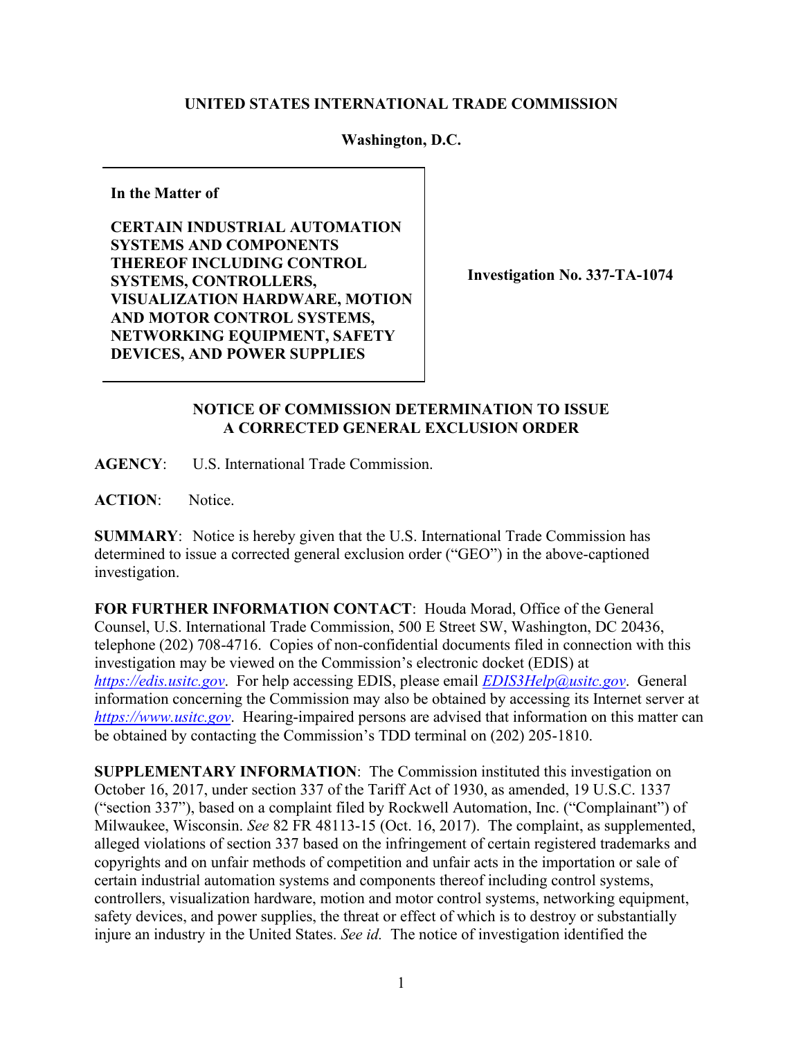**UNITED STATES INTERNATIONAL TRADE COMMISSION**

**Washington, D.C.**

| In the Matter of<br><br>**CERTAIN INDUSTRIAL AUTOMATION SYSTEMS AND COMPONENTS THEREOF INCLUDING CONTROL SYSTEMS, CONTROLLERS, VISUALIZATION HARDWARE, MOTION AND MOTOR CONTROL SYSTEMS, NETWORKING EQUIPMENT, SAFETY DEVICES, AND POWER SUPPLIES** | **Investigation No. 337-TA-1074** |
|---|---|

**NOTICE OF COMMISSION DETERMINATION TO ISSUE A CORRECTED GENERAL EXCLUSION ORDER**

**AGENCY**: U.S. International Trade Commission.

**ACTION**: Notice.

**SUMMARY**: Notice is hereby given that the U.S. International Trade Commission has determined to issue a corrected general exclusion order ("GEO") in the above-captioned investigation.

**FOR FURTHER INFORMATION CONTACT**: Houda Morad, Office of the General Counsel, U.S. International Trade Commission, 500 E Street SW, Washington, DC 20436, telephone (202) 708-4716. Copies of non-confidential documents filed in connection with this investigation may be viewed on the Commission's electronic docket (EDIS) at *https://edis.usitc.gov*. For help accessing EDIS, please email *EDIS3Help@usitc.gov*. General information concerning the Commission may also be obtained by accessing its Internet server at *https://www.usitc.gov*. Hearing-impaired persons are advised that information on this matter can be obtained by contacting the Commission's TDD terminal on (202) 205-1810.

**SUPPLEMENTARY INFORMATION**: The Commission instituted this investigation on October 16, 2017, under section 337 of the Tariff Act of 1930, as amended, 19 U.S.C. 1337 ("section 337"), based on a complaint filed by Rockwell Automation, Inc. ("Complainant") of Milwaukee, Wisconsin. *See* 82 FR 48113-15 (Oct. 16, 2017). The complaint, as supplemented, alleged violations of section 337 based on the infringement of certain registered trademarks and copyrights and on unfair methods of competition and unfair acts in the importation or sale of certain industrial automation systems and components thereof including control systems, controllers, visualization hardware, motion and motor control systems, networking equipment, safety devices, and power supplies, the threat or effect of which is to destroy or substantially injure an industry in the United States. *See id.* The notice of investigation identified the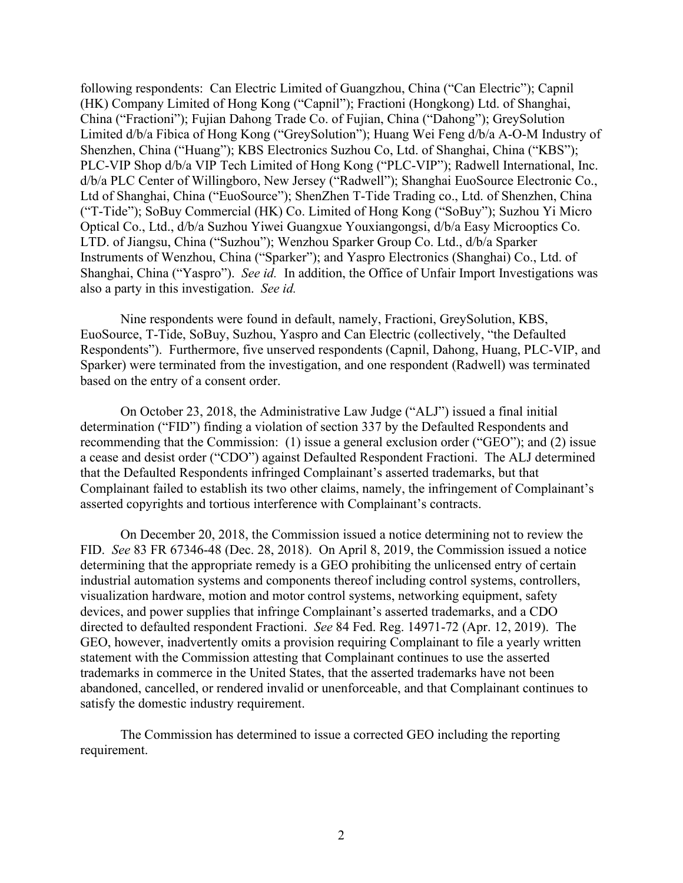following respondents: Can Electric Limited of Guangzhou, China ("Can Electric"); Capnil (HK) Company Limited of Hong Kong ("Capnil"); Fractioni (Hongkong) Ltd. of Shanghai, China ("Fractioni"); Fujian Dahong Trade Co. of Fujian, China ("Dahong"); GreySolution Limited d/b/a Fibica of Hong Kong ("GreySolution"); Huang Wei Feng d/b/a A-O-M Industry of Shenzhen, China ("Huang"); KBS Electronics Suzhou Co, Ltd. of Shanghai, China ("KBS"); PLC-VIP Shop d/b/a VIP Tech Limited of Hong Kong ("PLC-VIP"); Radwell International, Inc. d/b/a PLC Center of Willingboro, New Jersey ("Radwell"); Shanghai EuoSource Electronic Co., Ltd of Shanghai, China ("EuoSource"); ShenZhen T-Tide Trading co., Ltd. of Shenzhen, China ("T-Tide"); SoBuy Commercial (HK) Co. Limited of Hong Kong ("SoBuy"); Suzhou Yi Micro Optical Co., Ltd., d/b/a Suzhou Yiwei Guangxue Youxiangongsi, d/b/a Easy Microoptics Co. LTD. of Jiangsu, China ("Suzhou"); Wenzhou Sparker Group Co. Ltd., d/b/a Sparker Instruments of Wenzhou, China ("Sparker"); and Yaspro Electronics (Shanghai) Co., Ltd. of Shanghai, China ("Yaspro"). *See id.* In addition, the Office of Unfair Import Investigations was also a party in this investigation. *See id.*

Nine respondents were found in default, namely, Fractioni, GreySolution, KBS, EuoSource, T-Tide, SoBuy, Suzhou, Yaspro and Can Electric (collectively, "the Defaulted Respondents"). Furthermore, five unserved respondents (Capnil, Dahong, Huang, PLC-VIP, and Sparker) were terminated from the investigation, and one respondent (Radwell) was terminated based on the entry of a consent order.

On October 23, 2018, the Administrative Law Judge ("ALJ") issued a final initial determination ("FID") finding a violation of section 337 by the Defaulted Respondents and recommending that the Commission: (1) issue a general exclusion order ("GEO"); and (2) issue a cease and desist order ("CDO") against Defaulted Respondent Fractioni. The ALJ determined that the Defaulted Respondents infringed Complainant's asserted trademarks, but that Complainant failed to establish its two other claims, namely, the infringement of Complainant's asserted copyrights and tortious interference with Complainant's contracts.

On December 20, 2018, the Commission issued a notice determining not to review the FID. *See* 83 FR 67346-48 (Dec. 28, 2018). On April 8, 2019, the Commission issued a notice determining that the appropriate remedy is a GEO prohibiting the unlicensed entry of certain industrial automation systems and components thereof including control systems, controllers, visualization hardware, motion and motor control systems, networking equipment, safety devices, and power supplies that infringe Complainant's asserted trademarks, and a CDO directed to defaulted respondent Fractioni. *See* 84 Fed. Reg. 14971-72 (Apr. 12, 2019). The GEO, however, inadvertently omits a provision requiring Complainant to file a yearly written statement with the Commission attesting that Complainant continues to use the asserted trademarks in commerce in the United States, that the asserted trademarks have not been abandoned, cancelled, or rendered invalid or unenforceable, and that Complainant continues to satisfy the domestic industry requirement.

The Commission has determined to issue a corrected GEO including the reporting requirement.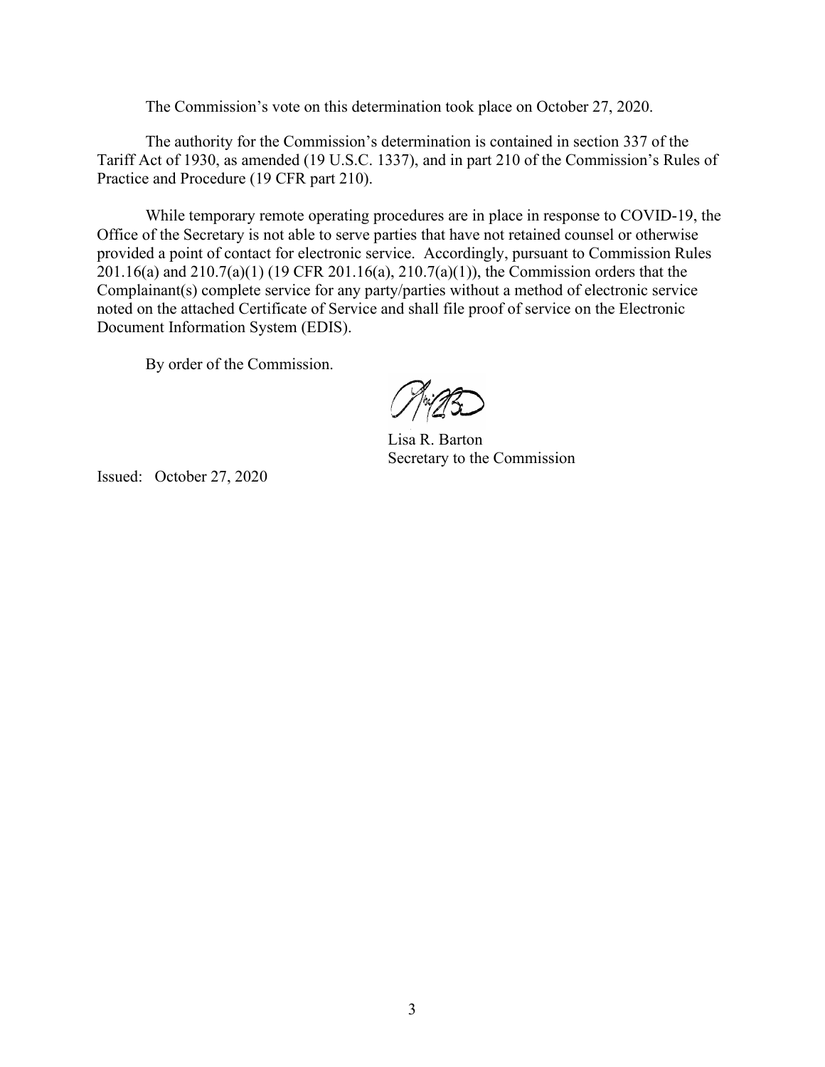The Commission's vote on this determination took place on October 27, 2020.

The authority for the Commission's determination is contained in section 337 of the Tariff Act of 1930, as amended (19 U.S.C. 1337), and in part 210 of the Commission's Rules of Practice and Procedure (19 CFR part 210).

While temporary remote operating procedures are in place in response to COVID-19, the Office of the Secretary is not able to serve parties that have not retained counsel or otherwise provided a point of contact for electronic service. Accordingly, pursuant to Commission Rules 201.16(a) and 210.7(a)(1) (19 CFR 201.16(a), 210.7(a)(1)), the Commission orders that the Complainant(s) complete service for any party/parties without a method of electronic service noted on the attached Certificate of Service and shall file proof of service on the Electronic Document Information System (EDIS).

By order of the Commission.

Lisa R. Barton
Secretary to the Commission

Issued: October 27, 2020